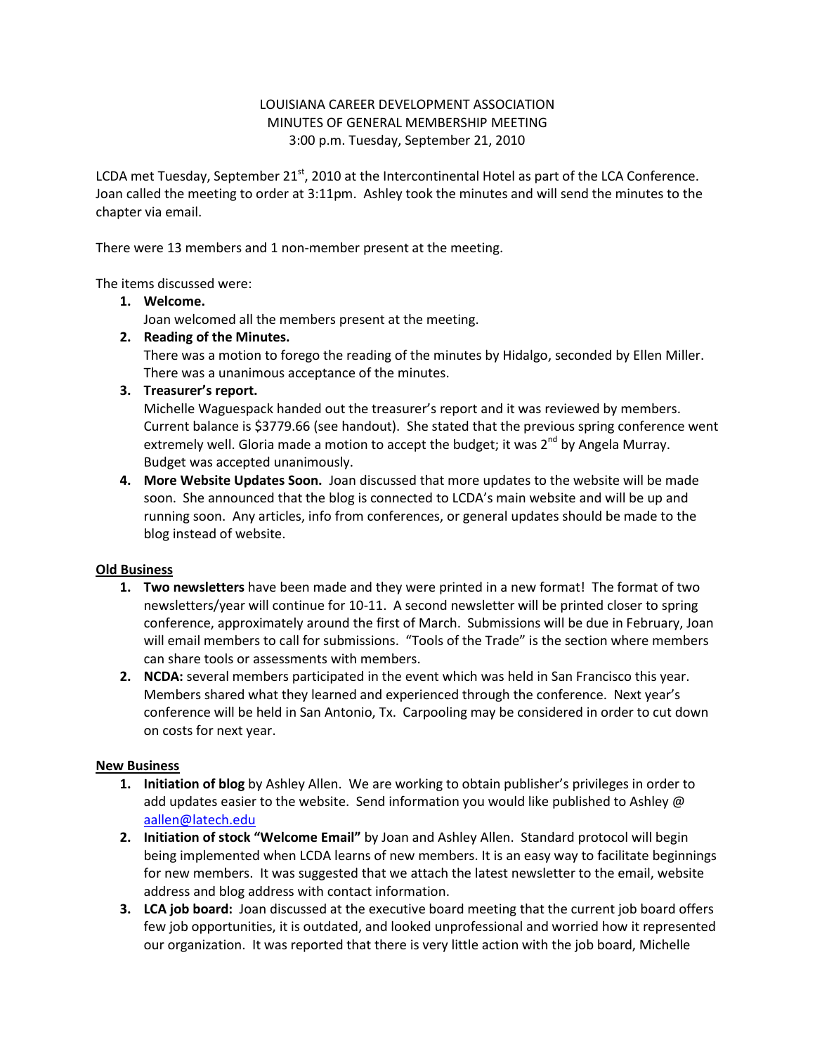LOUISIANA CAREER DEVELOPMENT ASSOCIATION
MINUTES OF GENERAL MEMBERSHIP MEETING
3:00 p.m. Tuesday, September 21, 2010

LCDA met Tuesday, September 21st, 2010 at the Intercontinental Hotel as part of the LCA Conference. Joan called the meeting to order at 3:11pm. Ashley took the minutes and will send the minutes to the chapter via email.

There were 13 members and 1 non-member present at the meeting.

The items discussed were:

1. **Welcome.**
   Joan welcomed all the members present at the meeting.
2. **Reading of the Minutes.**
   There was a motion to forego the reading of the minutes by Hidalgo, seconded by Ellen Miller. There was a unanimous acceptance of the minutes.
3. **Treasurer's report.**
   Michelle Waguespack handed out the treasurer's report and it was reviewed by members. Current balance is $3779.66 (see handout). She stated that the previous spring conference went extremely well. Gloria made a motion to accept the budget; it was 2nd by Angela Murray. Budget was accepted unanimously.
4. **More Website Updates Soon.** Joan discussed that more updates to the website will be made soon. She announced that the blog is connected to LCDA's main website and will be up and running soon. Any articles, info from conferences, or general updates should be made to the blog instead of website.

**Old Business**

1. **Two newsletters** have been made and they were printed in a new format! The format of two newsletters/year will continue for 10-11. A second newsletter will be printed closer to spring conference, approximately around the first of March. Submissions will be due in February, Joan will email members to call for submissions. "Tools of the Trade" is the section where members can share tools or assessments with members.
2. **NCDA:** several members participated in the event which was held in San Francisco this year. Members shared what they learned and experienced through the conference. Next year's conference will be held in San Antonio, Tx. Carpooling may be considered in order to cut down on costs for next year.

**New Business**

1. **Initiation of blog** by Ashley Allen. We are working to obtain publisher's privileges in order to add updates easier to the website. Send information you would like published to Ashley @ aallen@latech.edu
2. **Initiation of stock "Welcome Email"** by Joan and Ashley Allen. Standard protocol will begin being implemented when LCDA learns of new members. It is an easy way to facilitate beginnings for new members. It was suggested that we attach the latest newsletter to the email, website address and blog address with contact information.
3. **LCA job board:** Joan discussed at the executive board meeting that the current job board offers few job opportunities, it is outdated, and looked unprofessional and worried how it represented our organization. It was reported that there is very little action with the job board, Michelle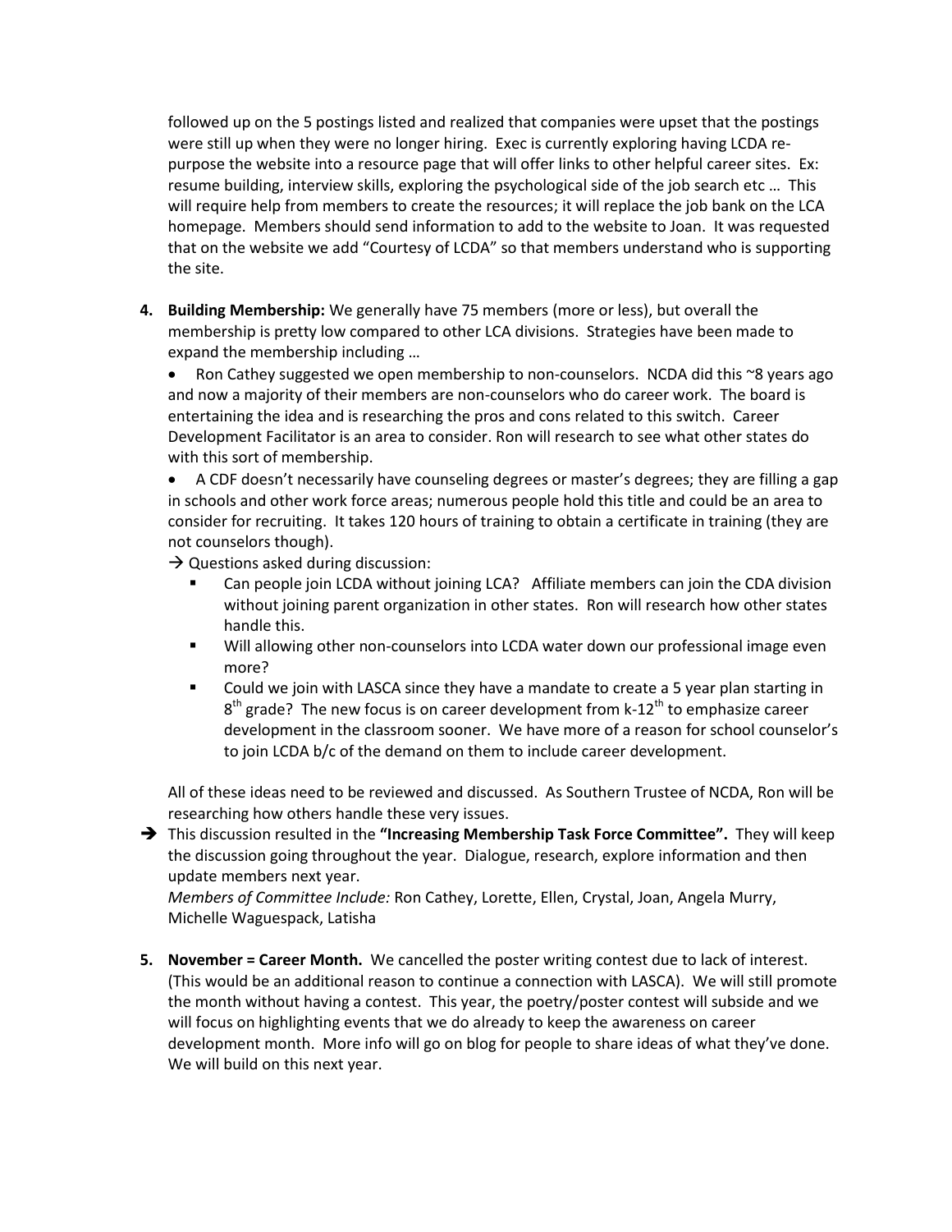followed up on the 5 postings listed and realized that companies were upset that the postings were still up when they were no longer hiring. Exec is currently exploring having LCDA re-purpose the website into a resource page that will offer links to other helpful career sites. Ex: resume building, interview skills, exploring the psychological side of the job search etc … This will require help from members to create the resources; it will replace the job bank on the LCA homepage. Members should send information to add to the website to Joan. It was requested that on the website we add "Courtesy of LCDA" so that members understand who is supporting the site.

4. **Building Membership:** We generally have 75 members (more or less), but overall the membership is pretty low compared to other LCA divisions. Strategies have been made to expand the membership including …

   - Ron Cathey suggested we open membership to non-counselors. NCDA did this ~8 years ago and now a majority of their members are non-counselors who do career work. The board is entertaining the idea and is researching the pros and cons related to this switch. Career Development Facilitator is an area to consider. Ron will research to see what other states do with this sort of membership.
   - A CDF doesn't necessarily have counseling degrees or master's degrees; they are filling a gap in schools and other work force areas; numerous people hold this title and could be an area to consider for recruiting. It takes 120 hours of training to obtain a certificate in training (they are not counselors though).

   → Questions asked during discussion:

   - Can people join LCDA without joining LCA? Affiliate members can join the CDA division without joining parent organization in other states. Ron will research how other states handle this.
   - Will allowing other non-counselors into LCDA water down our professional image even more?
   - Could we join with LASCA since they have a mandate to create a 5 year plan starting in 8th grade? The new focus is on career development from k-12th to emphasize career development in the classroom sooner. We have more of a reason for school counselor's to join LCDA b/c of the demand on them to include career development.

   All of these ideas need to be reviewed and discussed. As Southern Trustee of NCDA, Ron will be researching how others handle these very issues.

➔ This discussion resulted in the **"Increasing Membership Task Force Committee".** They will keep the discussion going throughout the year. Dialogue, research, explore information and then update members next year.
*Members of Committee Include:* Ron Cathey, Lorette, Ellen, Crystal, Joan, Angela Murry, Michelle Waguespack, Latisha

5. **November = Career Month.** We cancelled the poster writing contest due to lack of interest. (This would be an additional reason to continue a connection with LASCA). We will still promote the month without having a contest. This year, the poetry/poster contest will subside and we will focus on highlighting events that we do already to keep the awareness on career development month. More info will go on blog for people to share ideas of what they've done. We will build on this next year.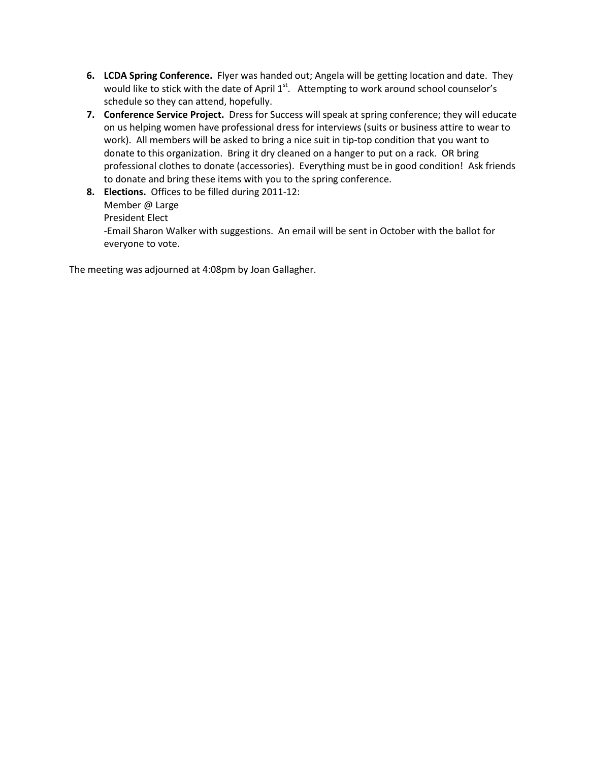6. **LCDA Spring Conference.** Flyer was handed out; Angela will be getting location and date. They would like to stick with the date of April 1st. Attempting to work around school counselor's schedule so they can attend, hopefully.
7. **Conference Service Project.** Dress for Success will speak at spring conference; they will educate on us helping women have professional dress for interviews (suits or business attire to wear to work). All members will be asked to bring a nice suit in tip-top condition that you want to donate to this organization. Bring it dry cleaned on a hanger to put on a rack. OR bring professional clothes to donate (accessories). Everything must be in good condition! Ask friends to donate and bring these items with you to the spring conference.
8. **Elections.** Offices to be filled during 2011-12:
   Member @ Large
   President Elect
   -Email Sharon Walker with suggestions. An email will be sent in October with the ballot for everyone to vote.

The meeting was adjourned at 4:08pm by Joan Gallagher.